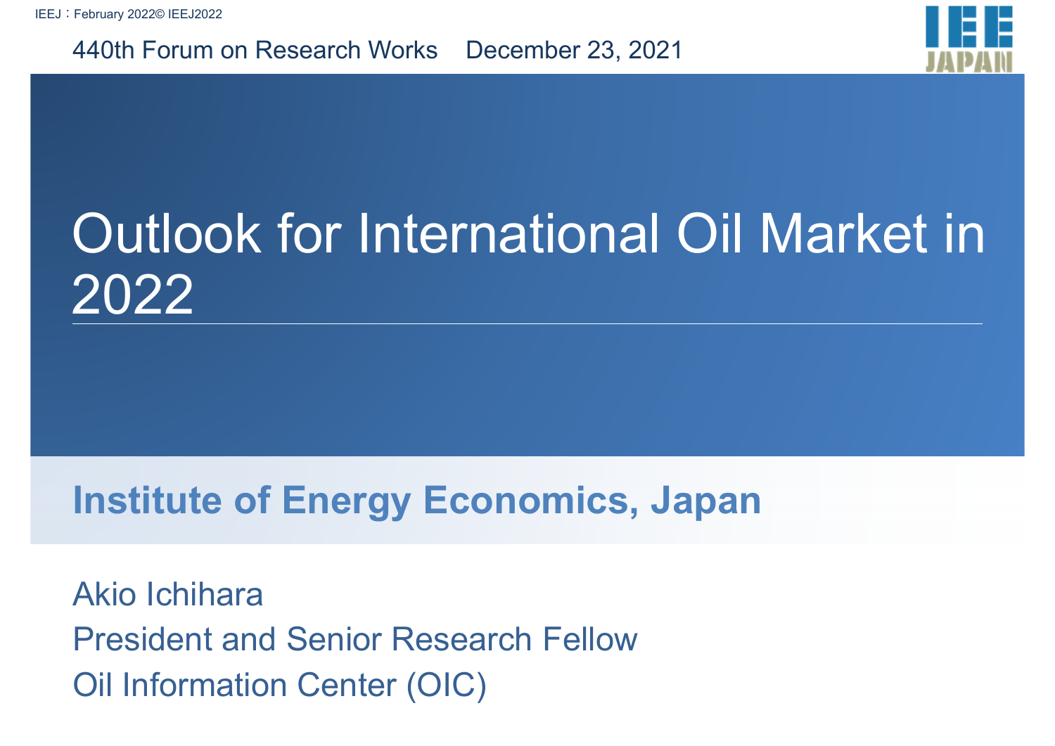440th Forum on Research Works　December 23, 2021

# Outlook for International Oil Market in 2022

## Institute of Energy Economics, Japan

Akio Ichihara

President and Senior Research Fellow

Oil Information Center (OIC)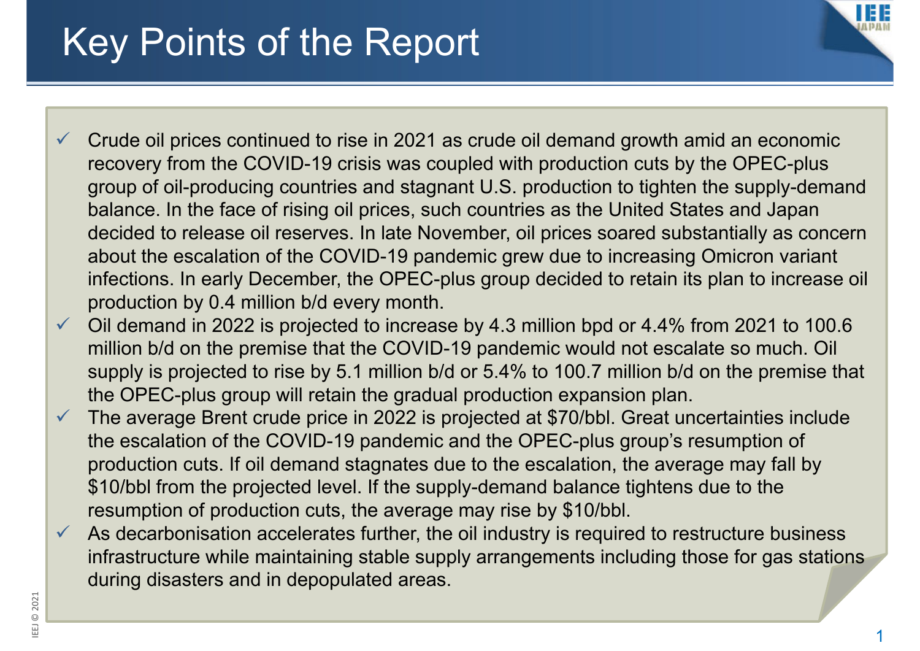# Key Points of the Report

- ✓ Crude oil prices continued to rise in 2021 as crude oil demand growth amid an economic recovery from the COVID-19 crisis was coupled with production cuts by the OPEC-plus group of oil-producing countries and stagnant U.S. production to tighten the supply-demand balance. In the face of rising oil prices, such countries as the United States and Japan decided to release oil reserves. In late November, oil prices soared substantially as concern about the escalation of the COVID-19 pandemic grew due to increasing Omicron variant infections. In early December, the OPEC-plus group decided to retain its plan to increase oil production by 0.4 million b/d every month.
- ✓ Oil demand in 2022 is projected to increase by 4.3 million bpd or 4.4% from 2021 to 100.6 million b/d on the premise that the COVID-19 pandemic would not escalate so much. Oil supply is projected to rise by 5.1 million b/d or 5.4% to 100.7 million b/d on the premise that the OPEC-plus group will retain the gradual production expansion plan.
- ✓ The average Brent crude price in 2022 is projected at $70/bbl. Great uncertainties include the escalation of the COVID-19 pandemic and the OPEC-plus group's resumption of production cuts. If oil demand stagnates due to the escalation, the average may fall by $10/bbl from the projected level. If the supply-demand balance tightens due to the resumption of production cuts, the average may rise by $10/bbl.
- ✓ As decarbonisation accelerates further, the oil industry is required to restructure business infrastructure while maintaining stable supply arrangements including those for gas stations during disasters and in depopulated areas.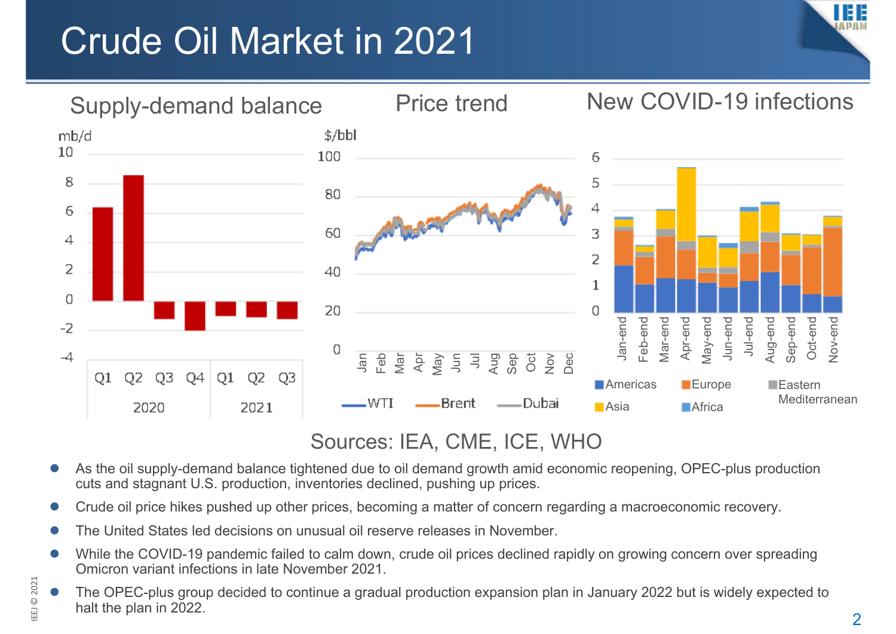# Crude Oil Market in 2021

## Supply-demand balance

## Price trend

## New COVID-19 infections

Sources: IEA, CME, ICE, WHO

- As the oil supply-demand balance tightened due to oil demand growth amid economic reopening, OPEC-plus production cuts and stagnant U.S. production, inventories declined, pushing up prices.
- Crude oil price hikes pushed up other prices, becoming a matter of concern regarding a macroeconomic recovery.
- The United States led decisions on unusual oil reserve releases in November.
- While the COVID-19 pandemic failed to calm down, crude oil prices declined rapidly on growing concern over spreading Omicron variant infections in late November 2021.
- The OPEC-plus group decided to continue a gradual production expansion plan in January 2022 but is widely expected to halt the plan in 2022.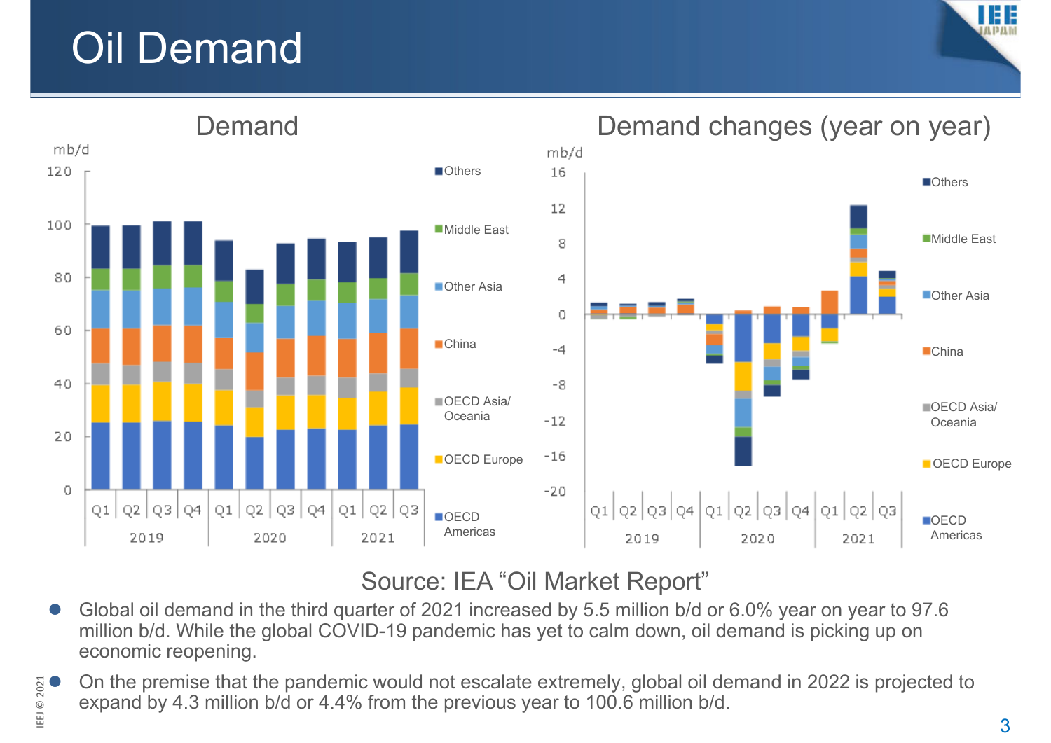# Oil Demand

Source: IEA "Oil Market Report"

- Global oil demand in the third quarter of 2021 increased by 5.5 million b/d or 6.0% year on year to 97.6 million b/d. While the global COVID-19 pandemic has yet to calm down, oil demand is picking up on economic reopening.
- On the premise that the pandemic would not escalate extremely, global oil demand in 2022 is projected to expand by 4.3 million b/d or 4.4% from the previous year to 100.6 million b/d.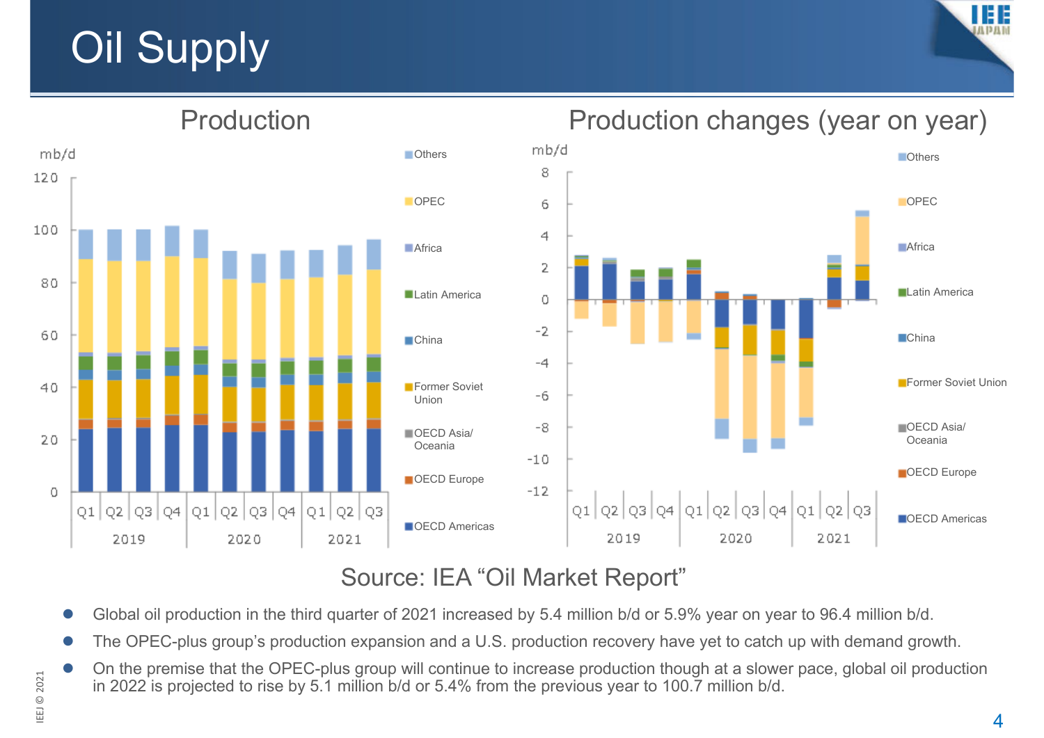# Oil Supply

## Production

## Production changes (year on year)

Source: IEA "Oil Market Report"

- Global oil production in the third quarter of 2021 increased by 5.4 million b/d or 5.9% year on year to 96.4 million b/d.
- The OPEC-plus group's production expansion and a U.S. production recovery have yet to catch up with demand growth.
- On the premise that the OPEC-plus group will continue to increase production though at a slower pace, global oil production in 2022 is projected to rise by 5.1 million b/d or 5.4% from the previous year to 100.7 million b/d.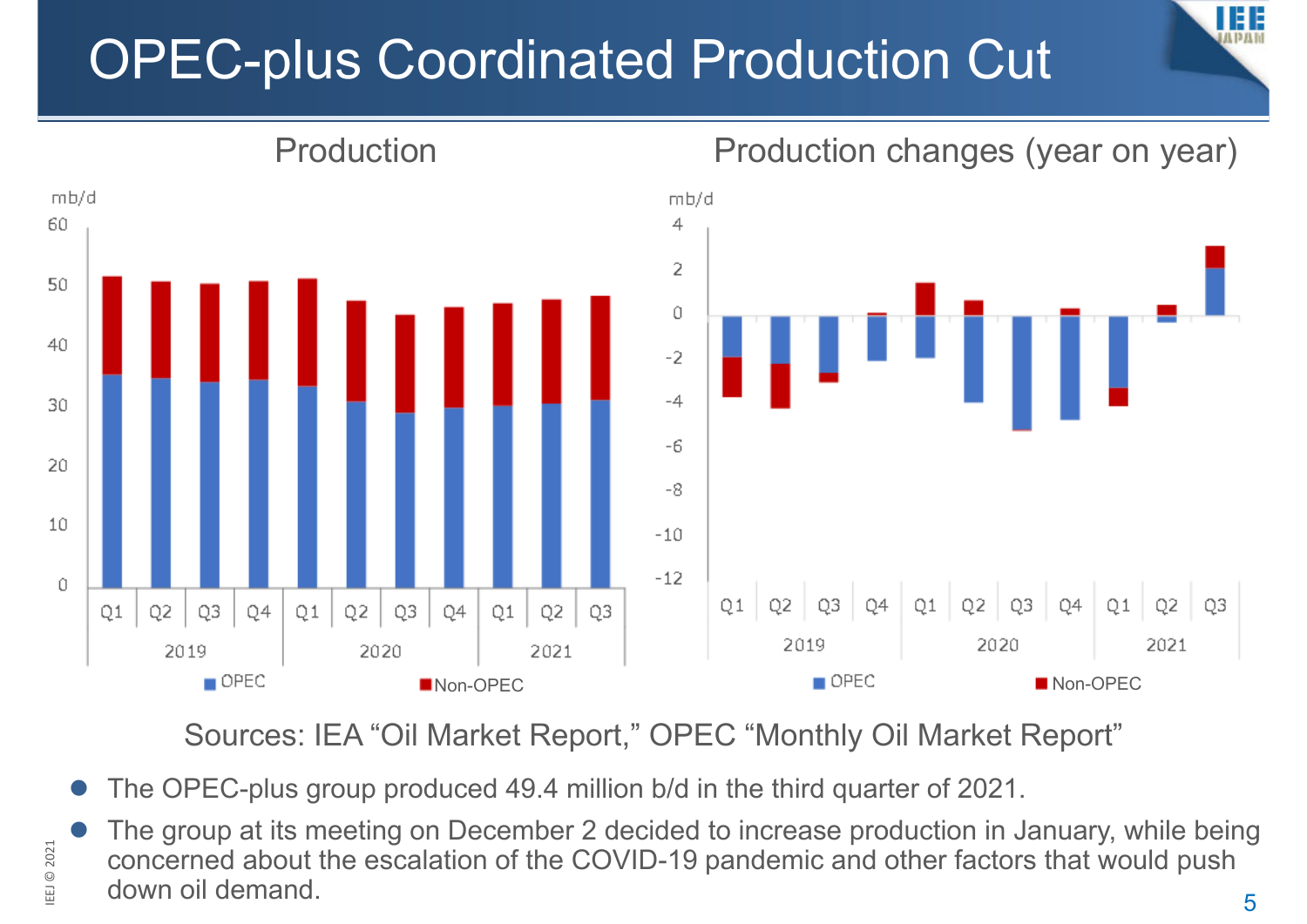# OPEC-plus Coordinated Production Cut

Production

Production changes (year on year)

Sources: IEA "Oil Market Report," OPEC "Monthly Oil Market Report"

- The OPEC-plus group produced 49.4 million b/d in the third quarter of 2021.
- The group at its meeting on December 2 decided to increase production in January, while being concerned about the escalation of the COVID-19 pandemic and other factors that would push down oil demand.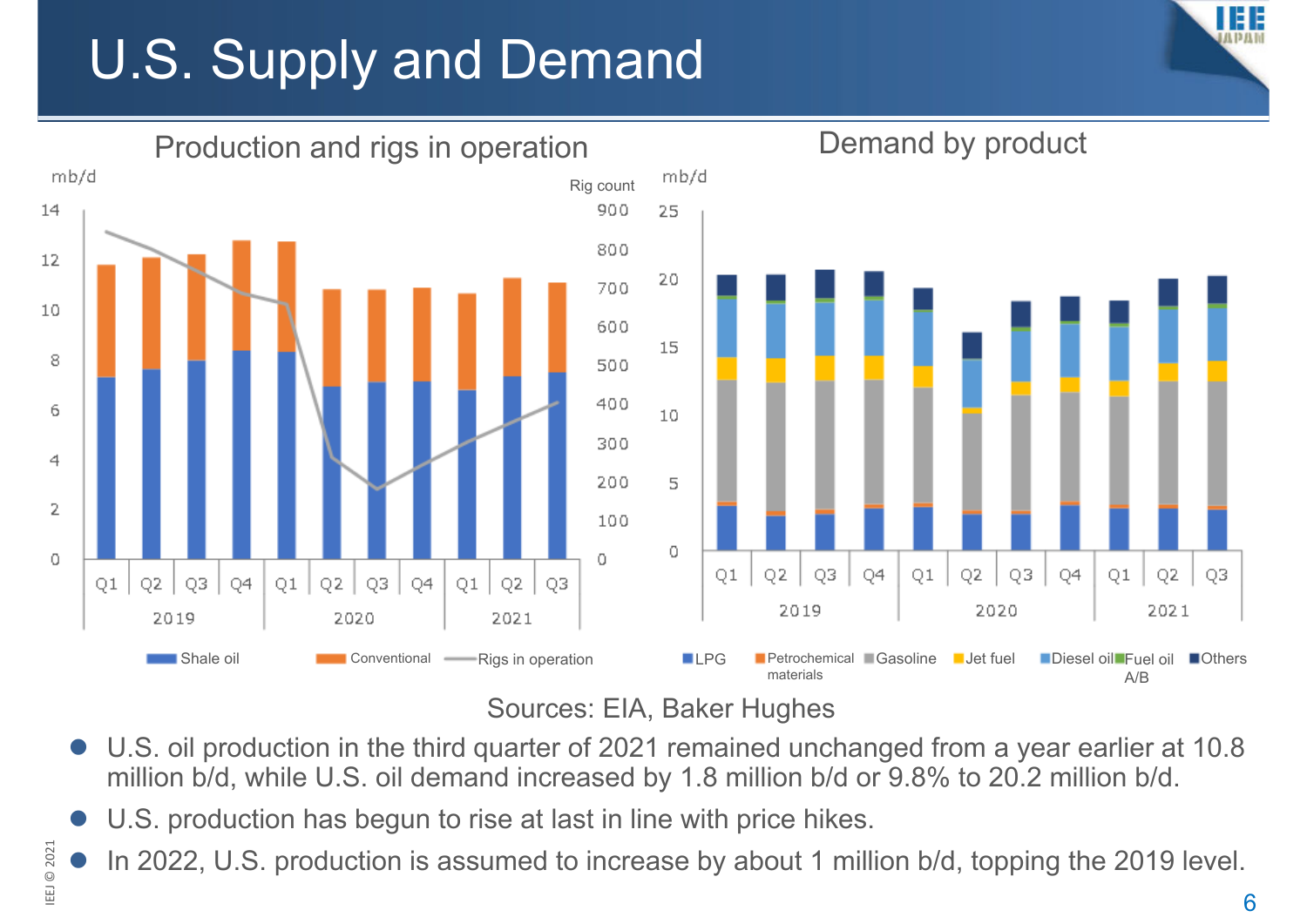# U.S. Supply and Demand

Production and rigs in operation

Demand by product

Sources: EIA, Baker Hughes

- U.S. oil production in the third quarter of 2021 remained unchanged from a year earlier at 10.8 million b/d, while U.S. oil demand increased by 1.8 million b/d or 9.8% to 20.2 million b/d.
- U.S. production has begun to rise at last in line with price hikes.
- In 2022, U.S. production is assumed to increase by about 1 million b/d, topping the 2019 level.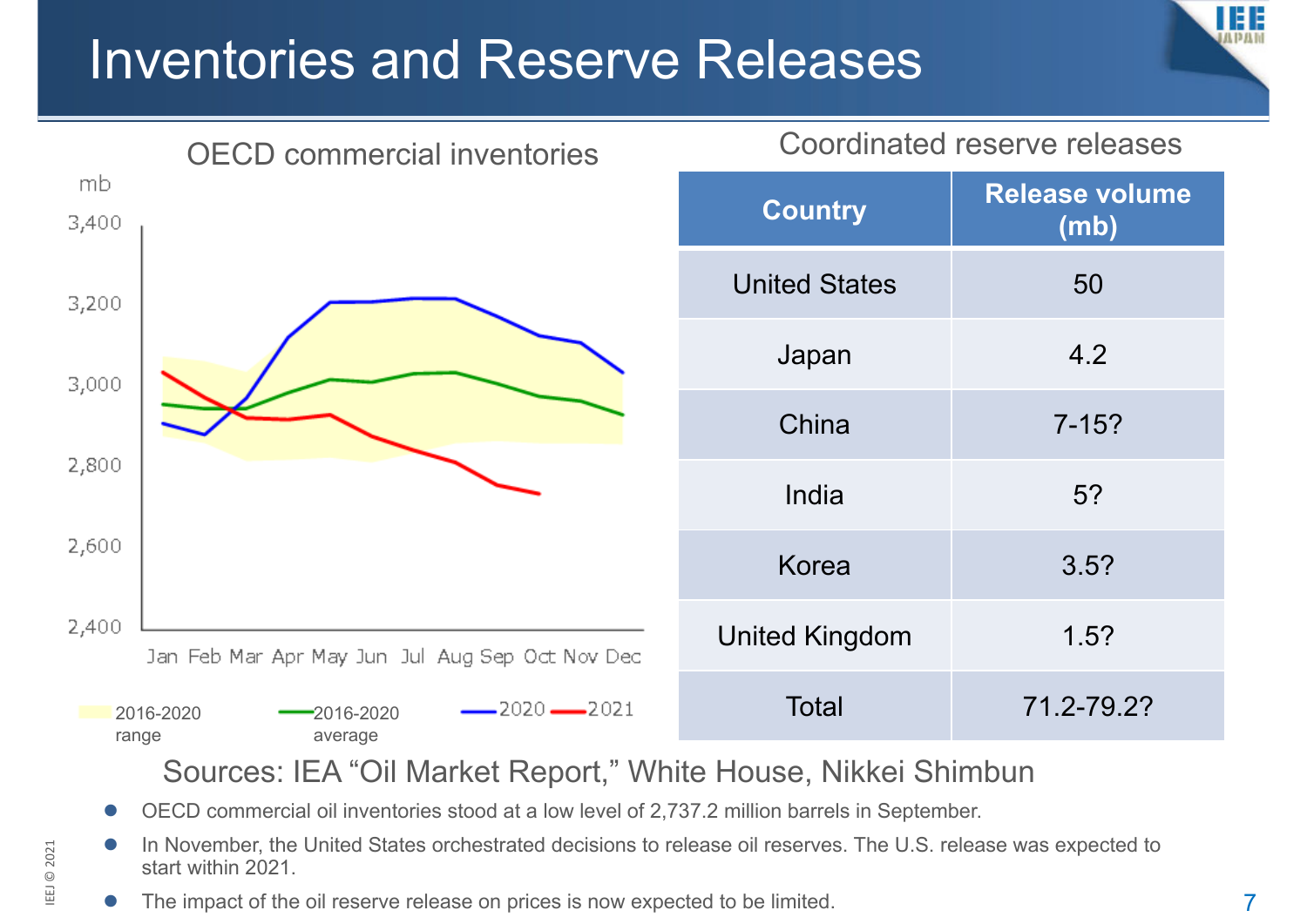# Inventories and Reserve Releases

**OECD commercial inventories**

mb

3,400
3,200
3,000
2,800
2,600
2,400

Jan Feb Mar Apr May Jun Jul Aug Sep Oct Nov Dec

2016-2020 range — 2016-2020 average — 2020 — 2021

**Coordinated reserve releases**

| Country | Release volume (mb) |
| --- | --- |
| United States | 50 |
| Japan | 4.2 |
| China | 7-15? |
| India | 5? |
| Korea | 3.5? |
| United Kingdom | 1.5? |
| Total | 71.2-79.2? |

Sources: IEA "Oil Market Report," White House, Nikkei Shimbun

- OECD commercial oil inventories stood at a low level of 2,737.2 million barrels in September.
- In November, the United States orchestrated decisions to release oil reserves. The U.S. release was expected to start within 2021.
- The impact of the oil reserve release on prices is now expected to be limited.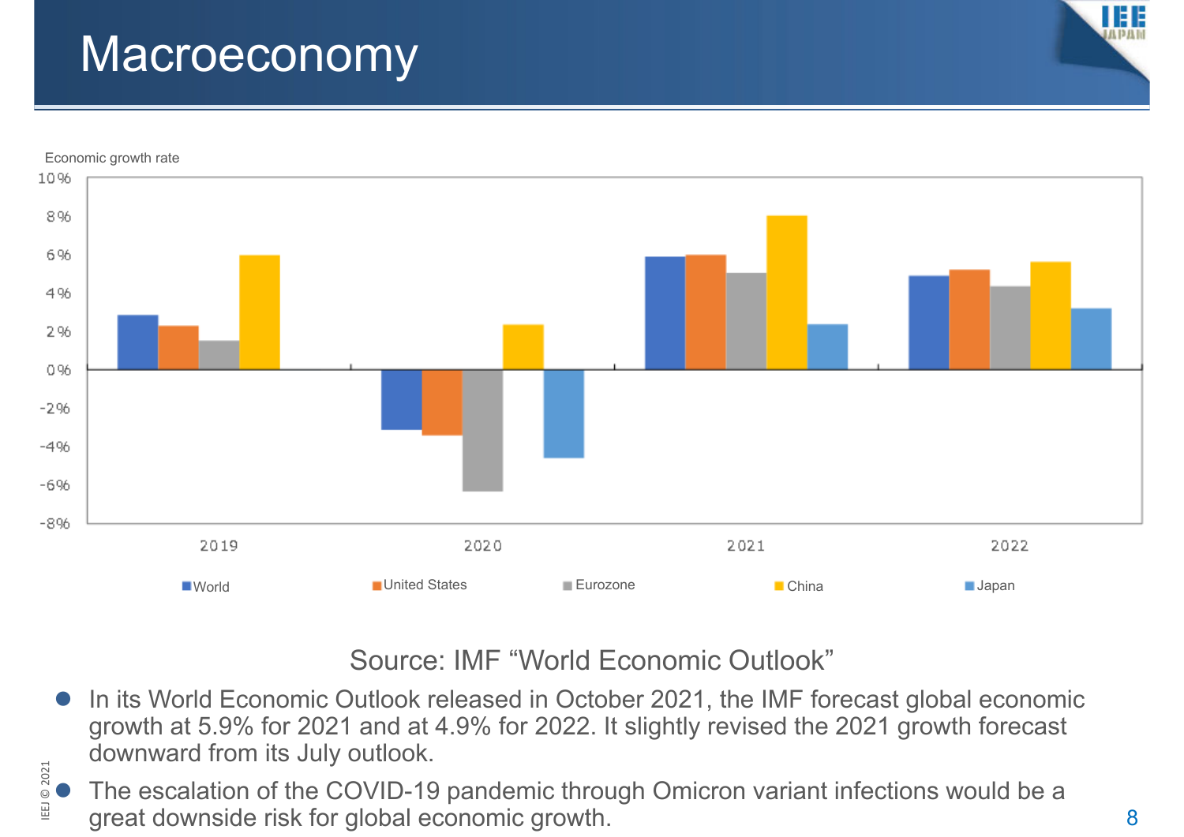# Macroeconomy

Economic growth rate

Source: IMF "World Economic Outlook"

- In its World Economic Outlook released in October 2021, the IMF forecast global economic growth at 5.9% for 2021 and at 4.9% for 2022. It slightly revised the 2021 growth forecast downward from its July outlook.
- The escalation of the COVID-19 pandemic through Omicron variant infections would be a great downside risk for global economic growth.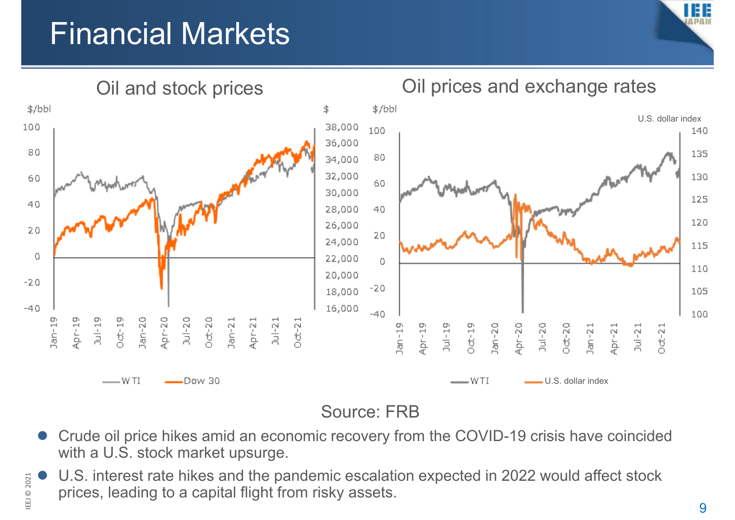# Financial Markets

Oil and stock prices

Oil prices and exchange rates

Source: FRB

- Crude oil price hikes amid an economic recovery from the COVID-19 crisis have coincided with a U.S. stock market upsurge.
- U.S. interest rate hikes and the pandemic escalation expected in 2022 would affect stock prices, leading to a capital flight from risky assets.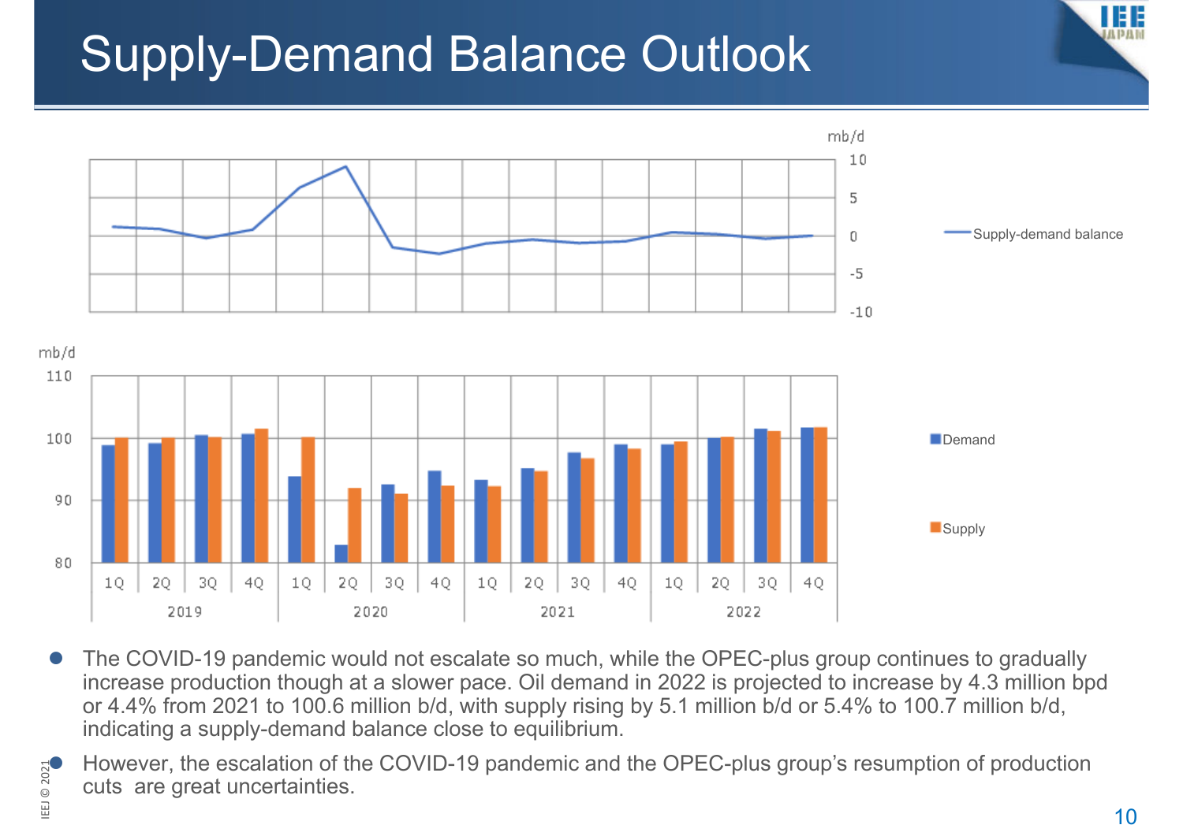# Supply-Demand Balance Outlook

- The COVID-19 pandemic would not escalate so much, while the OPEC-plus group continues to gradually increase production though at a slower pace. Oil demand in 2022 is projected to increase by 4.3 million bpd or 4.4% from 2021 to 100.6 million b/d, with supply rising by 5.1 million b/d or 5.4% to 100.7 million b/d, indicating a supply-demand balance close to equilibrium.
- However, the escalation of the COVID-19 pandemic and the OPEC-plus group's resumption of production cuts are great uncertainties.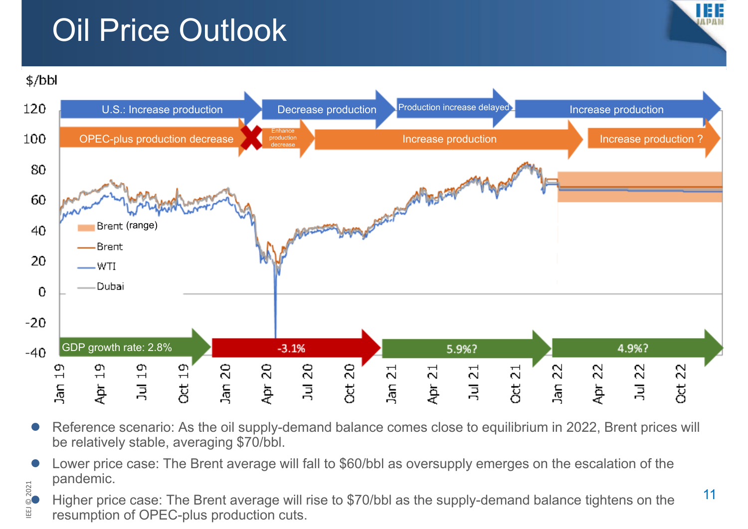# Oil Price Outlook

- Reference scenario: As the oil supply-demand balance comes close to equilibrium in 2022, Brent prices will be relatively stable, averaging $70/bbl.
- Lower price case: The Brent average will fall to $60/bbl as oversupply emerges on the escalation of the pandemic.
- Higher price case: The Brent average will rise to $70/bbl as the supply-demand balance tightens on the resumption of OPEC-plus production cuts.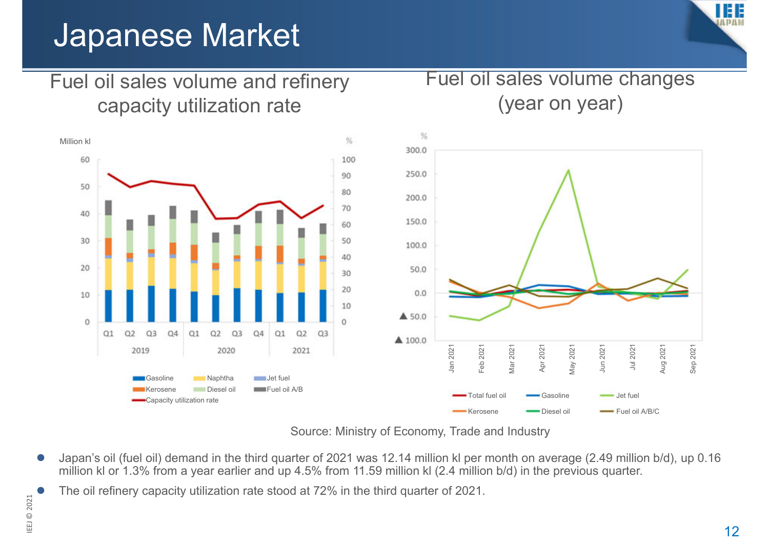# Japanese Market

## Fuel oil sales volume and refinery capacity utilization rate

## Fuel oil sales volume changes (year on year)

Source: Ministry of Economy, Trade and Industry

- Japan's oil (fuel oil) demand in the third quarter of 2021 was 12.14 million kl per month on average (2.49 million b/d), up 0.16 million kl or 1.3% from a year earlier and up 4.5% from 11.59 million kl (2.4 million b/d) in the previous quarter.
- The oil refinery capacity utilization rate stood at 72% in the third quarter of 2021.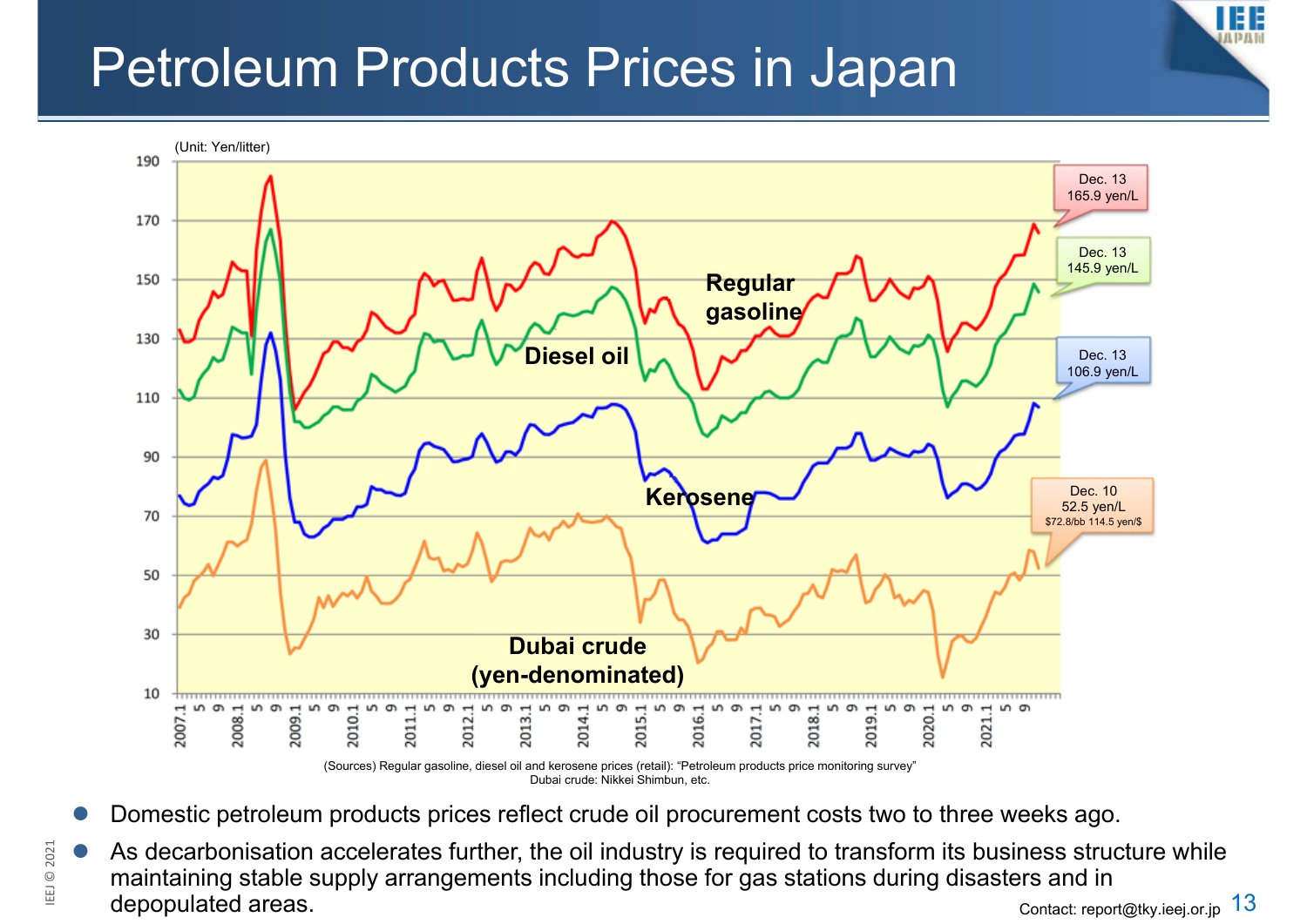# Petroleum Products Prices in Japan

(Unit: Yen/litter)

Regular gasoline

Diesel oil

Kerosene

Dubai crude (yen-denominated)

Dec. 13
165.9 yen/L

Dec. 13
145.9 yen/L

Dec. 13
106.9 yen/L

Dec. 10
52.5 yen/L
$72.8/bb 114.5 yen/$

190
170
150
130
110
90
70
50
30
10

2007.1 5 9 2008.1 5 9 2009.1 5 9 2010.1 5 9 2011.1 5 9 2012.1 5 9 2013.1 5 9 2014.1 5 9 2015.1 5 9 2016.1 5 9 2017.1 5 9 2018.1 5 9 2019.1 5 9 2020.1 5 9 2021.1 5 9

(Sources) Regular gasoline, diesel oil and kerosene prices (retail): "Petroleum products price monitoring survey"
Dubai crude: Nikkei Shimbun, etc.

- Domestic petroleum products prices reflect crude oil procurement costs two to three weeks ago.
- As decarbonisation accelerates further, the oil industry is required to transform its business structure while maintaining stable supply arrangements including those for gas stations during disasters and in depopulated areas.

Contact: report@tky.ieej.or.jp